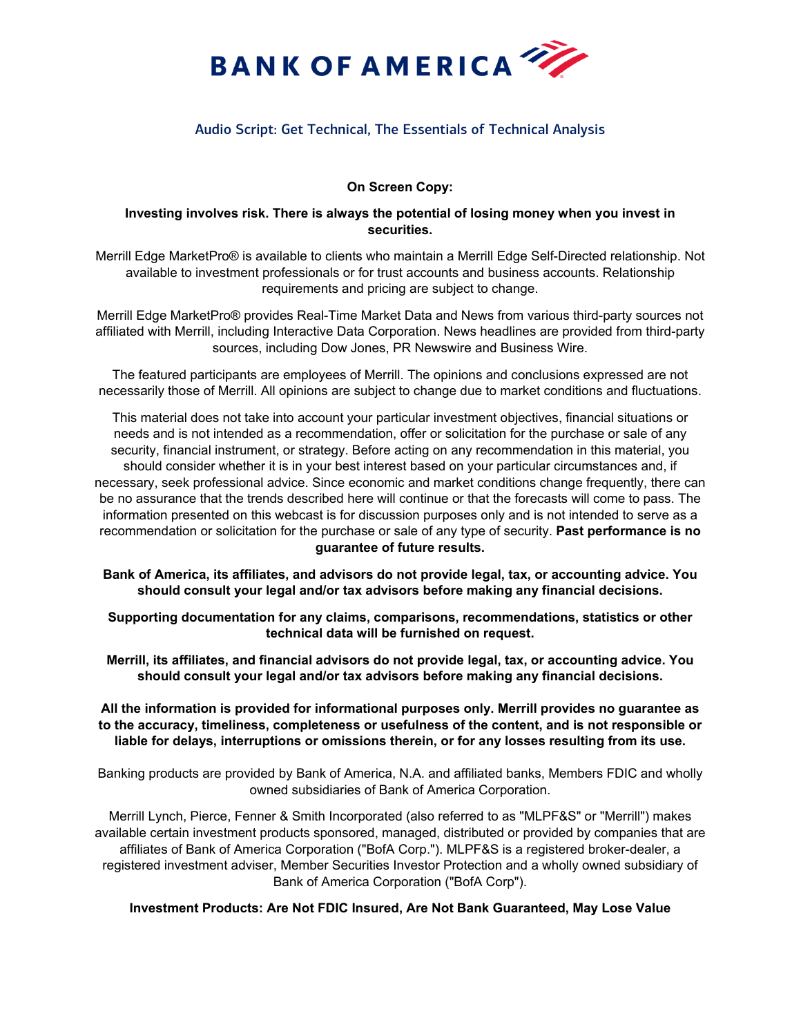# BANK OF AMERICA

## Audio Script: Get Technical, The Essentials of Technical Analysis

**On Screen Copy:**

**Investing involves risk. There is always the potential of losing money when you invest in securities.**

Merrill Edge MarketPro® is available to clients who maintain a Merrill Edge Self-Directed relationship. Not available to investment professionals or for trust accounts and business accounts. Relationship requirements and pricing are subject to change.

Merrill Edge MarketPro® provides Real-Time Market Data and News from various third-party sources not affiliated with Merrill, including Interactive Data Corporation. News headlines are provided from third-party sources, including Dow Jones, PR Newswire and Business Wire.

The featured participants are employees of Merrill. The opinions and conclusions expressed are not necessarily those of Merrill. All opinions are subject to change due to market conditions and fluctuations.

This material does not take into account your particular investment objectives, financial situations or needs and is not intended as a recommendation, offer or solicitation for the purchase or sale of any security, financial instrument, or strategy. Before acting on any recommendation in this material, you should consider whether it is in your best interest based on your particular circumstances and, if necessary, seek professional advice. Since economic and market conditions change frequently, there can be no assurance that the trends described here will continue or that the forecasts will come to pass. The information presented on this webcast is for discussion purposes only and is not intended to serve as a recommendation or solicitation for the purchase or sale of any type of security. **Past performance is no guarantee of future results.**

**Bank of America, its affiliates, and advisors do not provide legal, tax, or accounting advice. You should consult your legal and/or tax advisors before making any financial decisions.**

**Supporting documentation for any claims, comparisons, recommendations, statistics or other technical data will be furnished on request.**

**Merrill, its affiliates, and financial advisors do not provide legal, tax, or accounting advice. You should consult your legal and/or tax advisors before making any financial decisions.**

**All the information is provided for informational purposes only. Merrill provides no guarantee as to the accuracy, timeliness, completeness or usefulness of the content, and is not responsible or liable for delays, interruptions or omissions therein, or for any losses resulting from its use.**

Banking products are provided by Bank of America, N.A. and affiliated banks, Members FDIC and wholly owned subsidiaries of Bank of America Corporation.

Merrill Lynch, Pierce, Fenner & Smith Incorporated (also referred to as "MLPF&S" or "Merrill") makes available certain investment products sponsored, managed, distributed or provided by companies that are affiliates of Bank of America Corporation ("BofA Corp."). MLPF&S is a registered broker-dealer, a registered investment adviser, Member Securities Investor Protection and a wholly owned subsidiary of Bank of America Corporation ("BofA Corp").

**Investment Products: Are Not FDIC Insured, Are Not Bank Guaranteed, May Lose Value**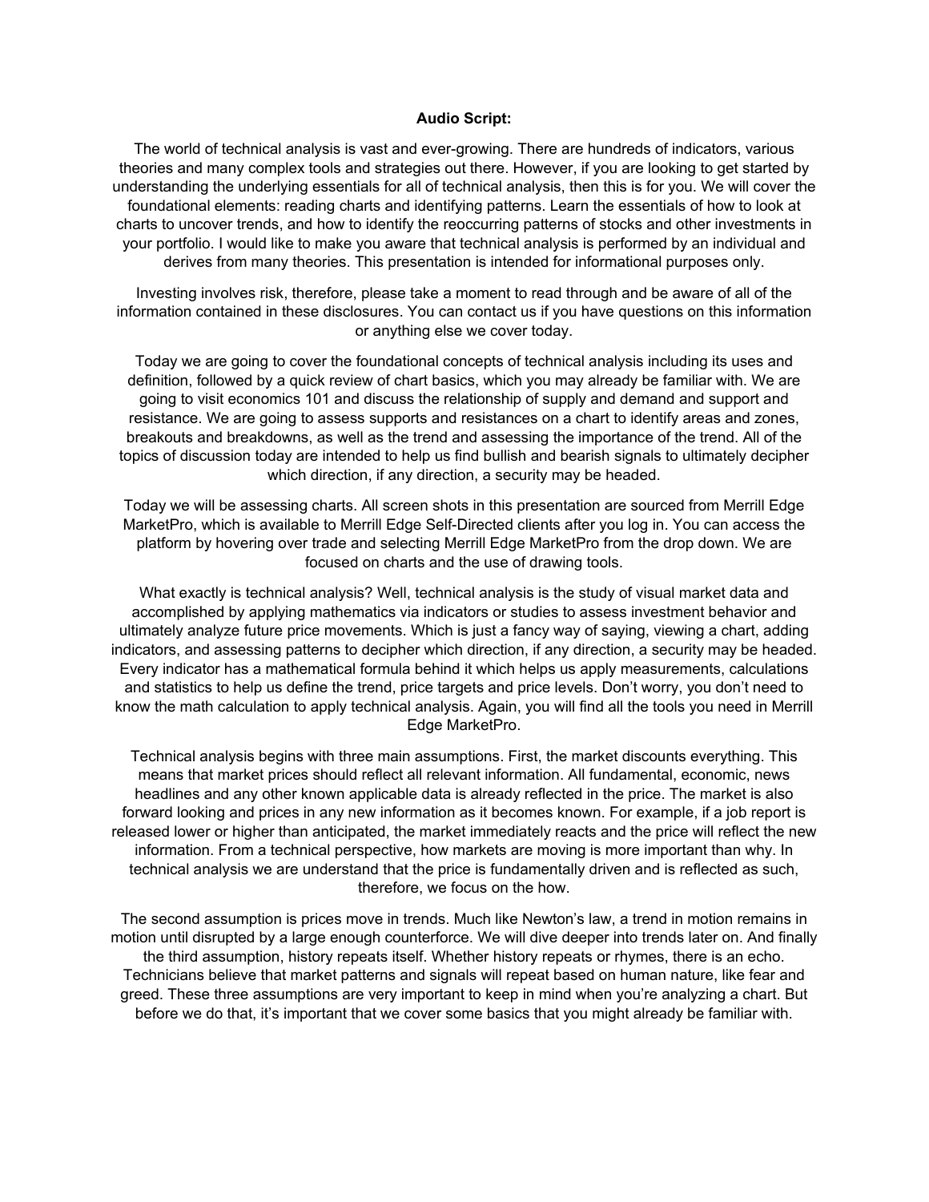**Audio Script:**

The world of technical analysis is vast and ever-growing. There are hundreds of indicators, various theories and many complex tools and strategies out there. However, if you are looking to get started by understanding the underlying essentials for all of technical analysis, then this is for you. We will cover the foundational elements: reading charts and identifying patterns. Learn the essentials of how to look at charts to uncover trends, and how to identify the reoccurring patterns of stocks and other investments in your portfolio. I would like to make you aware that technical analysis is performed by an individual and derives from many theories. This presentation is intended for informational purposes only.

Investing involves risk, therefore, please take a moment to read through and be aware of all of the information contained in these disclosures. You can contact us if you have questions on this information or anything else we cover today.

Today we are going to cover the foundational concepts of technical analysis including its uses and definition, followed by a quick review of chart basics, which you may already be familiar with. We are going to visit economics 101 and discuss the relationship of supply and demand and support and resistance. We are going to assess supports and resistances on a chart to identify areas and zones, breakouts and breakdowns, as well as the trend and assessing the importance of the trend. All of the topics of discussion today are intended to help us find bullish and bearish signals to ultimately decipher which direction, if any direction, a security may be headed.

Today we will be assessing charts. All screen shots in this presentation are sourced from Merrill Edge MarketPro, which is available to Merrill Edge Self-Directed clients after you log in. You can access the platform by hovering over trade and selecting Merrill Edge MarketPro from the drop down. We are focused on charts and the use of drawing tools.

What exactly is technical analysis? Well, technical analysis is the study of visual market data and accomplished by applying mathematics via indicators or studies to assess investment behavior and ultimately analyze future price movements. Which is just a fancy way of saying, viewing a chart, adding indicators, and assessing patterns to decipher which direction, if any direction, a security may be headed. Every indicator has a mathematical formula behind it which helps us apply measurements, calculations and statistics to help us define the trend, price targets and price levels. Don't worry, you don't need to know the math calculation to apply technical analysis. Again, you will find all the tools you need in Merrill Edge MarketPro.

Technical analysis begins with three main assumptions. First, the market discounts everything. This means that market prices should reflect all relevant information. All fundamental, economic, news headlines and any other known applicable data is already reflected in the price. The market is also forward looking and prices in any new information as it becomes known. For example, if a job report is released lower or higher than anticipated, the market immediately reacts and the price will reflect the new information. From a technical perspective, how markets are moving is more important than why. In technical analysis we are understand that the price is fundamentally driven and is reflected as such, therefore, we focus on the how.

The second assumption is prices move in trends. Much like Newton's law, a trend in motion remains in motion until disrupted by a large enough counterforce. We will dive deeper into trends later on. And finally the third assumption, history repeats itself. Whether history repeats or rhymes, there is an echo. Technicians believe that market patterns and signals will repeat based on human nature, like fear and greed. These three assumptions are very important to keep in mind when you're analyzing a chart. But before we do that, it's important that we cover some basics that you might already be familiar with.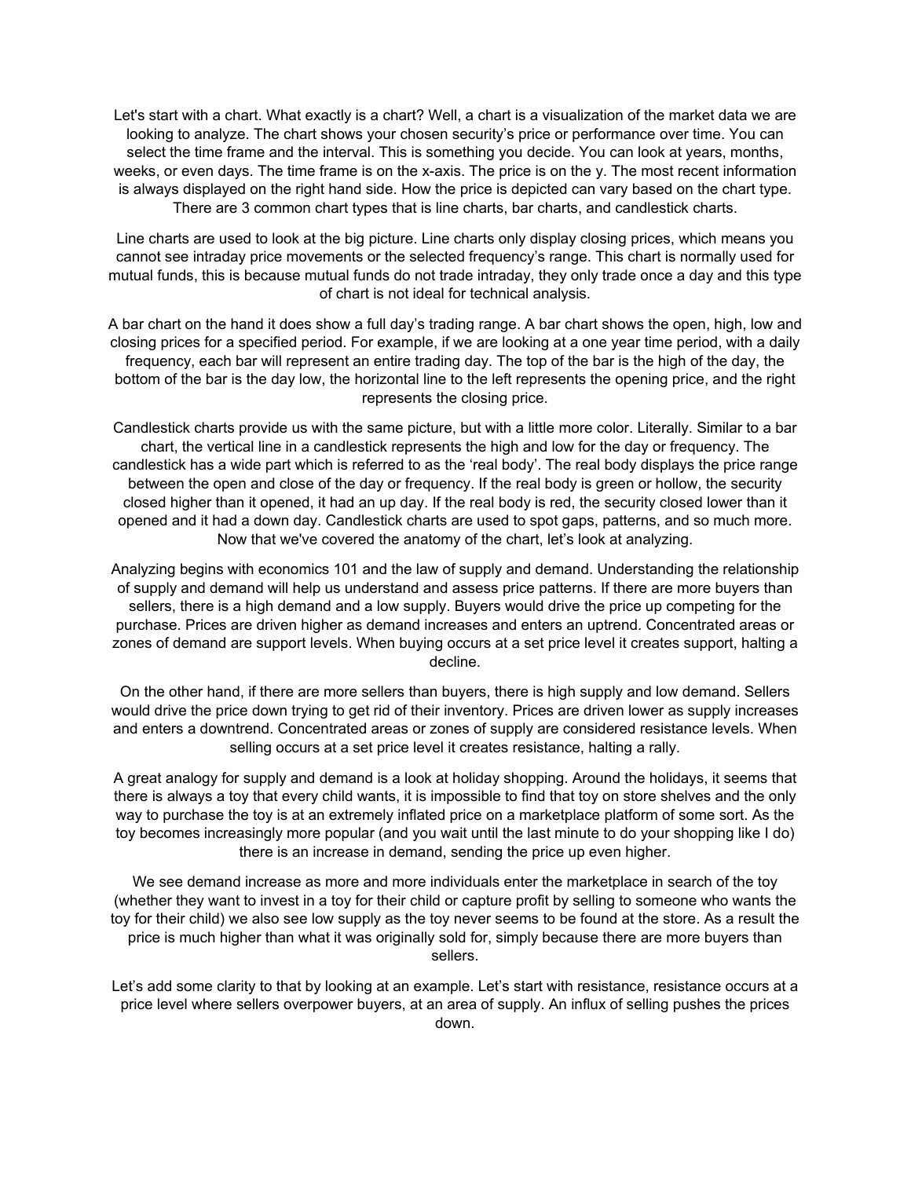Let's start with a chart. What exactly is a chart? Well, a chart is a visualization of the market data we are looking to analyze. The chart shows your chosen security's price or performance over time. You can select the time frame and the interval. This is something you decide. You can look at years, months, weeks, or even days. The time frame is on the x-axis. The price is on the y. The most recent information is always displayed on the right hand side. How the price is depicted can vary based on the chart type. There are 3 common chart types that is line charts, bar charts, and candlestick charts.

Line charts are used to look at the big picture. Line charts only display closing prices, which means you cannot see intraday price movements or the selected frequency's range. This chart is normally used for mutual funds, this is because mutual funds do not trade intraday, they only trade once a day and this type of chart is not ideal for technical analysis.

A bar chart on the hand it does show a full day's trading range. A bar chart shows the open, high, low and closing prices for a specified period. For example, if we are looking at a one year time period, with a daily frequency, each bar will represent an entire trading day. The top of the bar is the high of the day, the bottom of the bar is the day low, the horizontal line to the left represents the opening price, and the right represents the closing price.

Candlestick charts provide us with the same picture, but with a little more color. Literally. Similar to a bar chart, the vertical line in a candlestick represents the high and low for the day or frequency. The candlestick has a wide part which is referred to as the 'real body'. The real body displays the price range between the open and close of the day or frequency. If the real body is green or hollow, the security closed higher than it opened, it had an up day. If the real body is red, the security closed lower than it opened and it had a down day. Candlestick charts are used to spot gaps, patterns, and so much more. Now that we've covered the anatomy of the chart, let's look at analyzing.

Analyzing begins with economics 101 and the law of supply and demand. Understanding the relationship of supply and demand will help us understand and assess price patterns. If there are more buyers than sellers, there is a high demand and a low supply. Buyers would drive the price up competing for the purchase. Prices are driven higher as demand increases and enters an uptrend. Concentrated areas or zones of demand are support levels. When buying occurs at a set price level it creates support, halting a decline.

On the other hand, if there are more sellers than buyers, there is high supply and low demand. Sellers would drive the price down trying to get rid of their inventory. Prices are driven lower as supply increases and enters a downtrend. Concentrated areas or zones of supply are considered resistance levels. When selling occurs at a set price level it creates resistance, halting a rally.

A great analogy for supply and demand is a look at holiday shopping. Around the holidays, it seems that there is always a toy that every child wants, it is impossible to find that toy on store shelves and the only way to purchase the toy is at an extremely inflated price on a marketplace platform of some sort. As the toy becomes increasingly more popular (and you wait until the last minute to do your shopping like I do) there is an increase in demand, sending the price up even higher.

We see demand increase as more and more individuals enter the marketplace in search of the toy (whether they want to invest in a toy for their child or capture profit by selling to someone who wants the toy for their child) we also see low supply as the toy never seems to be found at the store. As a result the price is much higher than what it was originally sold for, simply because there are more buyers than sellers.

Let's add some clarity to that by looking at an example. Let's start with resistance, resistance occurs at a price level where sellers overpower buyers, at an area of supply. An influx of selling pushes the prices down.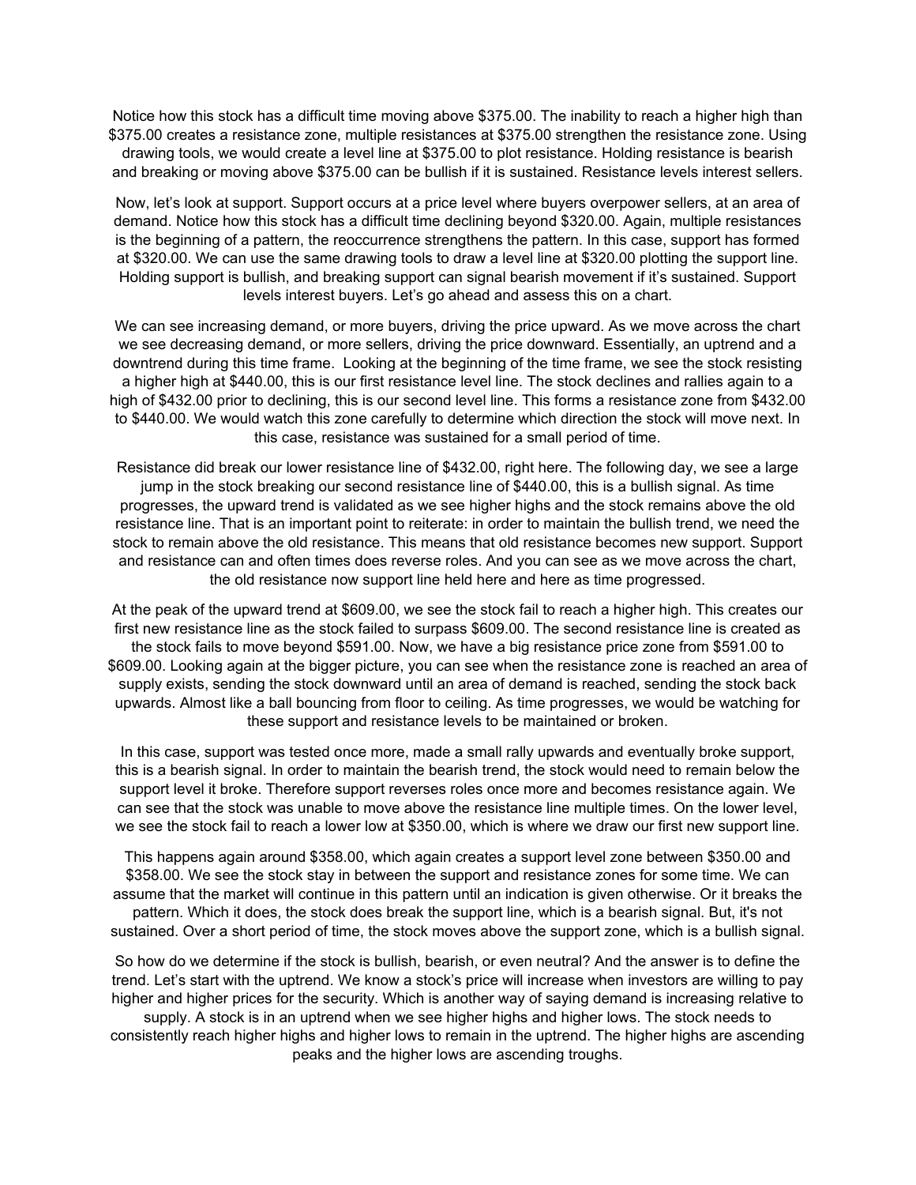Notice how this stock has a difficult time moving above $375.00. The inability to reach a higher high than $375.00 creates a resistance zone, multiple resistances at $375.00 strengthen the resistance zone. Using drawing tools, we would create a level line at $375.00 to plot resistance. Holding resistance is bearish and breaking or moving above $375.00 can be bullish if it is sustained. Resistance levels interest sellers.

Now, let's look at support. Support occurs at a price level where buyers overpower sellers, at an area of demand. Notice how this stock has a difficult time declining beyond $320.00. Again, multiple resistances is the beginning of a pattern, the reoccurrence strengthens the pattern. In this case, support has formed at $320.00. We can use the same drawing tools to draw a level line at $320.00 plotting the support line. Holding support is bullish, and breaking support can signal bearish movement if it's sustained. Support levels interest buyers. Let's go ahead and assess this on a chart.

We can see increasing demand, or more buyers, driving the price upward. As we move across the chart we see decreasing demand, or more sellers, driving the price downward. Essentially, an uptrend and a downtrend during this time frame. Looking at the beginning of the time frame, we see the stock resisting a higher high at $440.00, this is our first resistance level line. The stock declines and rallies again to a high of $432.00 prior to declining, this is our second level line. This forms a resistance zone from $432.00 to $440.00. We would watch this zone carefully to determine which direction the stock will move next. In this case, resistance was sustained for a small period of time.

Resistance did break our lower resistance line of $432.00, right here. The following day, we see a large jump in the stock breaking our second resistance line of $440.00, this is a bullish signal. As time progresses, the upward trend is validated as we see higher highs and the stock remains above the old resistance line. That is an important point to reiterate: in order to maintain the bullish trend, we need the stock to remain above the old resistance. This means that old resistance becomes new support. Support and resistance can and often times does reverse roles. And you can see as we move across the chart, the old resistance now support line held here and here as time progressed.

At the peak of the upward trend at $609.00, we see the stock fail to reach a higher high. This creates our first new resistance line as the stock failed to surpass $609.00. The second resistance line is created as the stock fails to move beyond $591.00. Now, we have a big resistance price zone from $591.00 to $609.00. Looking again at the bigger picture, you can see when the resistance zone is reached an area of supply exists, sending the stock downward until an area of demand is reached, sending the stock back upwards. Almost like a ball bouncing from floor to ceiling. As time progresses, we would be watching for these support and resistance levels to be maintained or broken.

In this case, support was tested once more, made a small rally upwards and eventually broke support, this is a bearish signal. In order to maintain the bearish trend, the stock would need to remain below the support level it broke. Therefore support reverses roles once more and becomes resistance again. We can see that the stock was unable to move above the resistance line multiple times. On the lower level, we see the stock fail to reach a lower low at $350.00, which is where we draw our first new support line.

This happens again around $358.00, which again creates a support level zone between $350.00 and $358.00. We see the stock stay in between the support and resistance zones for some time. We can assume that the market will continue in this pattern until an indication is given otherwise. Or it breaks the pattern. Which it does, the stock does break the support line, which is a bearish signal. But, it's not sustained. Over a short period of time, the stock moves above the support zone, which is a bullish signal.

So how do we determine if the stock is bullish, bearish, or even neutral? And the answer is to define the trend. Let's start with the uptrend. We know a stock's price will increase when investors are willing to pay higher and higher prices for the security. Which is another way of saying demand is increasing relative to supply. A stock is in an uptrend when we see higher highs and higher lows. The stock needs to consistently reach higher highs and higher lows to remain in the uptrend. The higher highs are ascending peaks and the higher lows are ascending troughs.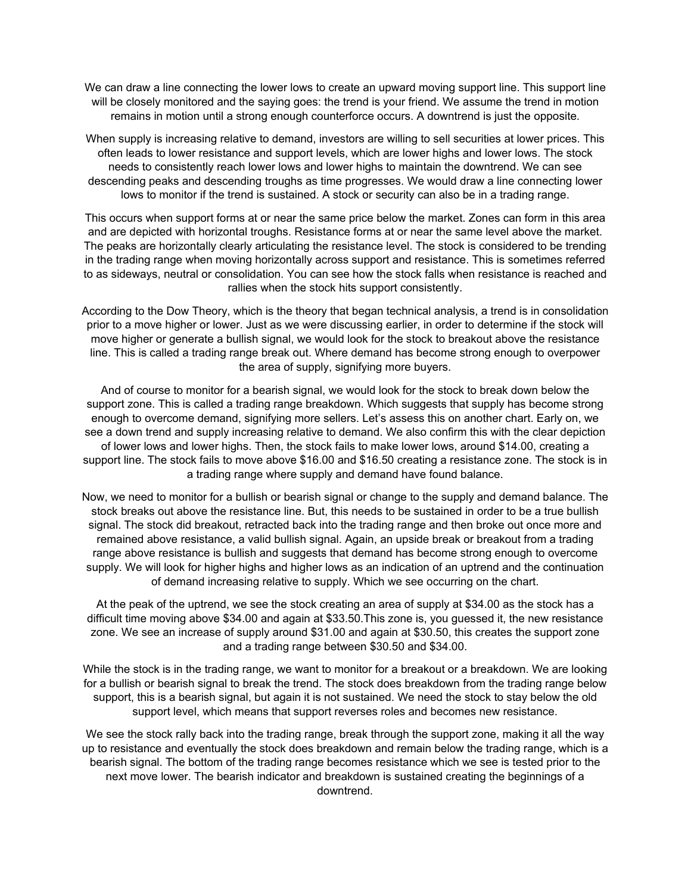We can draw a line connecting the lower lows to create an upward moving support line. This support line will be closely monitored and the saying goes: the trend is your friend. We assume the trend in motion remains in motion until a strong enough counterforce occurs. A downtrend is just the opposite.

When supply is increasing relative to demand, investors are willing to sell securities at lower prices. This often leads to lower resistance and support levels, which are lower highs and lower lows. The stock needs to consistently reach lower lows and lower highs to maintain the downtrend. We can see descending peaks and descending troughs as time progresses. We would draw a line connecting lower lows to monitor if the trend is sustained. A stock or security can also be in a trading range.

This occurs when support forms at or near the same price below the market. Zones can form in this area and are depicted with horizontal troughs. Resistance forms at or near the same level above the market. The peaks are horizontally clearly articulating the resistance level. The stock is considered to be trending in the trading range when moving horizontally across support and resistance. This is sometimes referred to as sideways, neutral or consolidation. You can see how the stock falls when resistance is reached and rallies when the stock hits support consistently.

According to the Dow Theory, which is the theory that began technical analysis, a trend is in consolidation prior to a move higher or lower. Just as we were discussing earlier, in order to determine if the stock will move higher or generate a bullish signal, we would look for the stock to breakout above the resistance line. This is called a trading range break out. Where demand has become strong enough to overpower the area of supply, signifying more buyers.

And of course to monitor for a bearish signal, we would look for the stock to break down below the support zone. This is called a trading range breakdown. Which suggests that supply has become strong enough to overcome demand, signifying more sellers. Let's assess this on another chart. Early on, we see a down trend and supply increasing relative to demand. We also confirm this with the clear depiction of lower lows and lower highs. Then, the stock fails to make lower lows, around $14.00, creating a support line. The stock fails to move above $16.00 and $16.50 creating a resistance zone. The stock is in a trading range where supply and demand have found balance.

Now, we need to monitor for a bullish or bearish signal or change to the supply and demand balance. The stock breaks out above the resistance line. But, this needs to be sustained in order to be a true bullish signal. The stock did breakout, retracted back into the trading range and then broke out once more and remained above resistance, a valid bullish signal. Again, an upside break or breakout from a trading range above resistance is bullish and suggests that demand has become strong enough to overcome supply. We will look for higher highs and higher lows as an indication of an uptrend and the continuation of demand increasing relative to supply. Which we see occurring on the chart.

At the peak of the uptrend, we see the stock creating an area of supply at $34.00 as the stock has a difficult time moving above $34.00 and again at $33.50.This zone is, you guessed it, the new resistance zone. We see an increase of supply around $31.00 and again at $30.50, this creates the support zone and a trading range between $30.50 and $34.00.

While the stock is in the trading range, we want to monitor for a breakout or a breakdown. We are looking for a bullish or bearish signal to break the trend. The stock does breakdown from the trading range below support, this is a bearish signal, but again it is not sustained. We need the stock to stay below the old support level, which means that support reverses roles and becomes new resistance.

We see the stock rally back into the trading range, break through the support zone, making it all the way up to resistance and eventually the stock does breakdown and remain below the trading range, which is a bearish signal. The bottom of the trading range becomes resistance which we see is tested prior to the next move lower. The bearish indicator and breakdown is sustained creating the beginnings of a downtrend.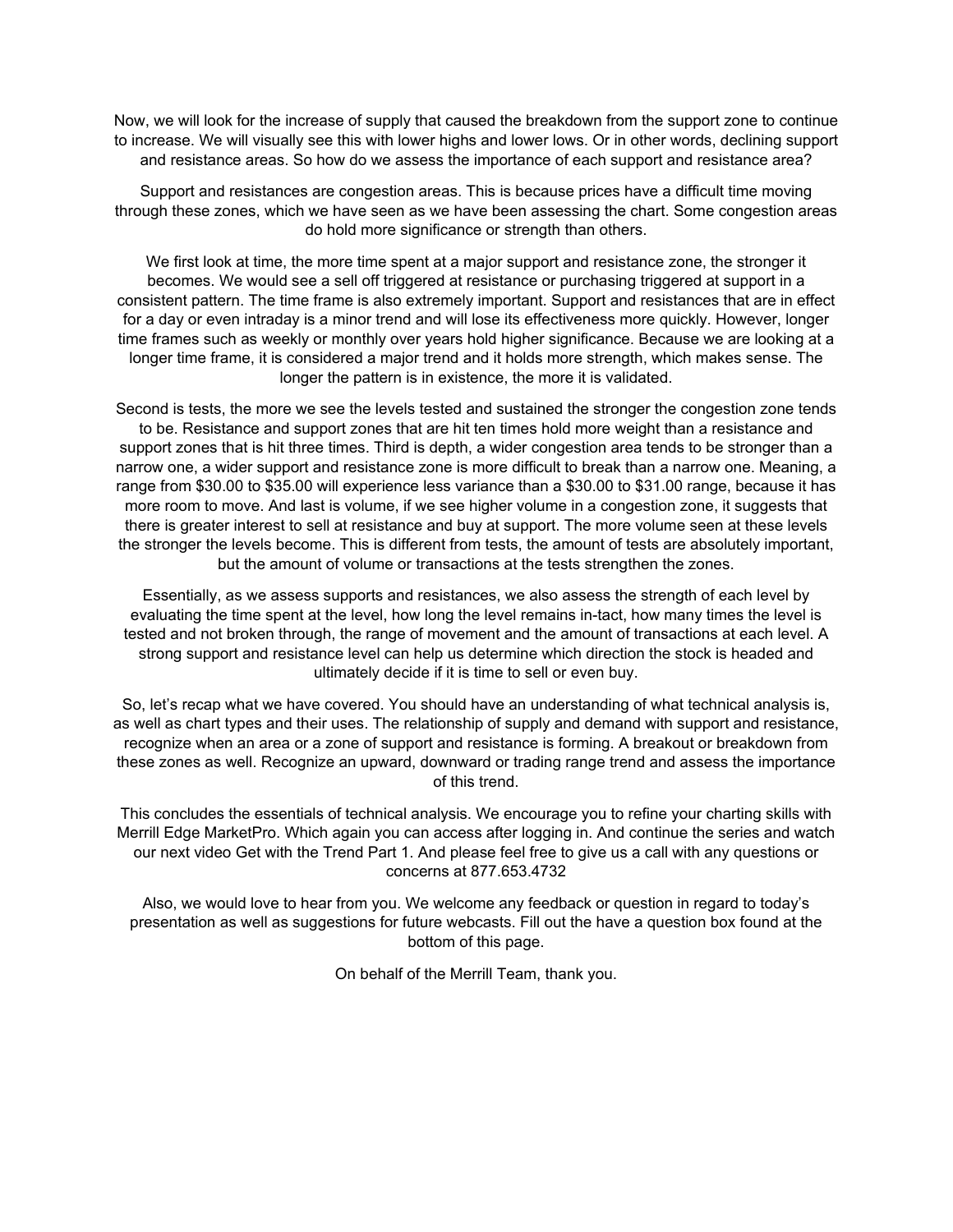Now, we will look for the increase of supply that caused the breakdown from the support zone to continue to increase. We will visually see this with lower highs and lower lows. Or in other words, declining support and resistance areas. So how do we assess the importance of each support and resistance area?

Support and resistances are congestion areas. This is because prices have a difficult time moving through these zones, which we have seen as we have been assessing the chart. Some congestion areas do hold more significance or strength than others.

We first look at time, the more time spent at a major support and resistance zone, the stronger it becomes. We would see a sell off triggered at resistance or purchasing triggered at support in a consistent pattern. The time frame is also extremely important. Support and resistances that are in effect for a day or even intraday is a minor trend and will lose its effectiveness more quickly. However, longer time frames such as weekly or monthly over years hold higher significance. Because we are looking at a longer time frame, it is considered a major trend and it holds more strength, which makes sense. The longer the pattern is in existence, the more it is validated.

Second is tests, the more we see the levels tested and sustained the stronger the congestion zone tends to be. Resistance and support zones that are hit ten times hold more weight than a resistance and support zones that is hit three times. Third is depth, a wider congestion area tends to be stronger than a narrow one, a wider support and resistance zone is more difficult to break than a narrow one. Meaning, a range from $30.00 to $35.00 will experience less variance than a $30.00 to $31.00 range, because it has more room to move. And last is volume, if we see higher volume in a congestion zone, it suggests that there is greater interest to sell at resistance and buy at support. The more volume seen at these levels the stronger the levels become. This is different from tests, the amount of tests are absolutely important, but the amount of volume or transactions at the tests strengthen the zones.

Essentially, as we assess supports and resistances, we also assess the strength of each level by evaluating the time spent at the level, how long the level remains in-tact, how many times the level is tested and not broken through, the range of movement and the amount of transactions at each level. A strong support and resistance level can help us determine which direction the stock is headed and ultimately decide if it is time to sell or even buy.

So, let's recap what we have covered. You should have an understanding of what technical analysis is, as well as chart types and their uses. The relationship of supply and demand with support and resistance, recognize when an area or a zone of support and resistance is forming. A breakout or breakdown from these zones as well. Recognize an upward, downward or trading range trend and assess the importance of this trend.

This concludes the essentials of technical analysis. We encourage you to refine your charting skills with Merrill Edge MarketPro. Which again you can access after logging in. And continue the series and watch our next video Get with the Trend Part 1. And please feel free to give us a call with any questions or concerns at 877.653.4732

Also, we would love to hear from you. We welcome any feedback or question in regard to today's presentation as well as suggestions for future webcasts. Fill out the have a question box found at the bottom of this page.

On behalf of the Merrill Team, thank you.